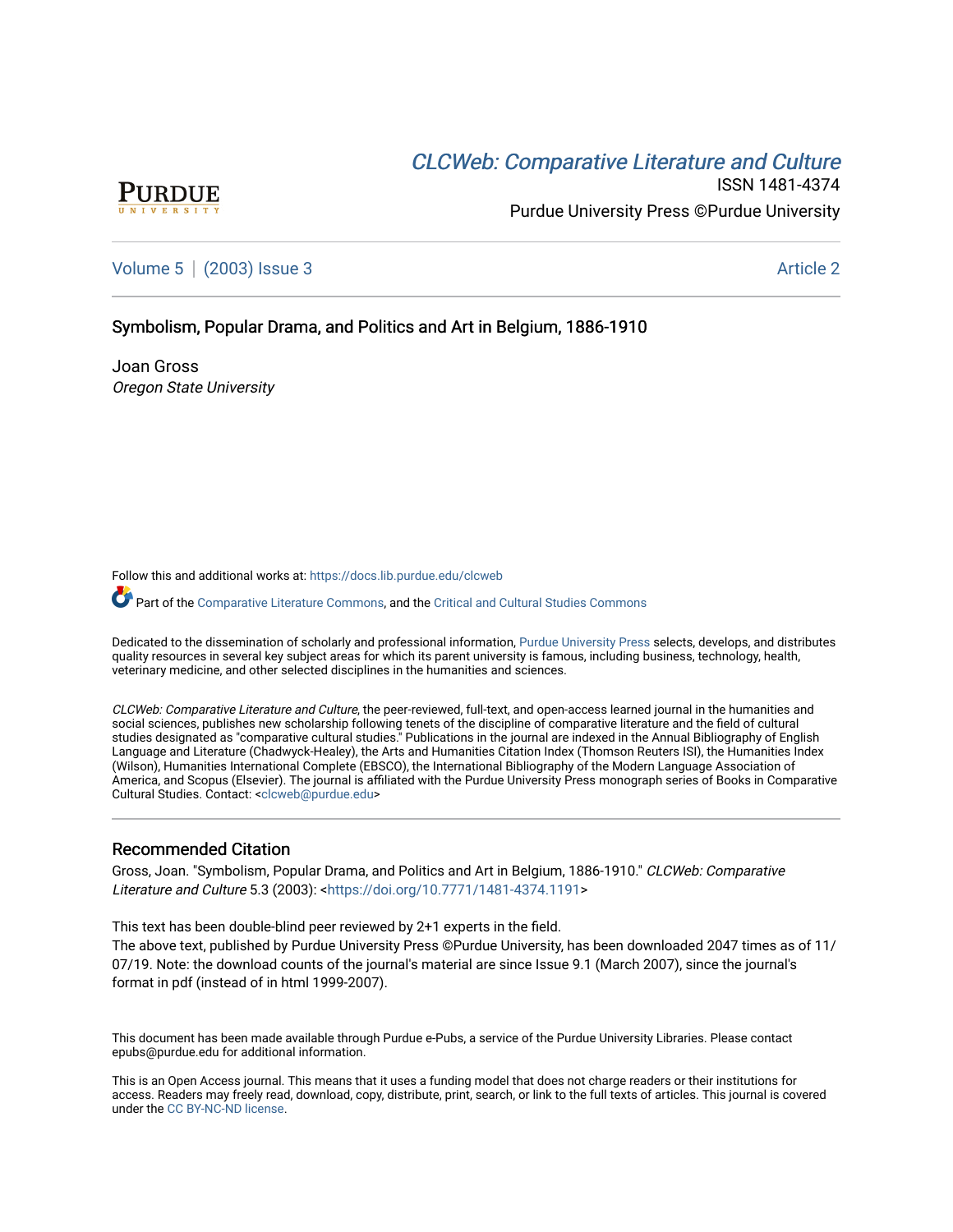*CLCWeb: Comparative Literature and Culture*

ISSN 1481-4374

Purdue University Press ©Purdue University

Volume 5 | (2003) Issue 3 — Article 2

# Symbolism, Popular Drama, and Politics and Art in Belgium, 1886-1910

Joan Gross
*Oregon State University*

Follow this and additional works at: https://docs.lib.purdue.edu/clcweb

Part of the Comparative Literature Commons, and the Critical and Cultural Studies Commons

Dedicated to the dissemination of scholarly and professional information, Purdue University Press selects, develops, and distributes quality resources in several key subject areas for which its parent university is famous, including business, technology, health, veterinary medicine, and other selected disciplines in the humanities and sciences.

*CLCWeb: Comparative Literature and Culture*, the peer-reviewed, full-text, and open-access learned journal in the humanities and social sciences, publishes new scholarship following tenets of the discipline of comparative literature and the field of cultural studies designated as "comparative cultural studies." Publications in the journal are indexed in the Annual Bibliography of English Language and Literature (Chadwyck-Healey), the Arts and Humanities Citation Index (Thomson Reuters ISI), the Humanities Index (Wilson), Humanities International Complete (EBSCO), the International Bibliography of the Modern Language Association of America, and Scopus (Elsevier). The journal is affiliated with the Purdue University Press monograph series of Books in Comparative Cultural Studies. Contact: <clcweb@purdue.edu>

## Recommended Citation

Gross, Joan. "Symbolism, Popular Drama, and Politics and Art in Belgium, 1886-1910." *CLCWeb: Comparative Literature and Culture* 5.3 (2003): <https://doi.org/10.7771/1481-4374.1191>

This text has been double-blind peer reviewed by 2+1 experts in the field.
The above text, published by Purdue University Press ©Purdue University, has been downloaded 2047 times as of 11/07/19. Note: the download counts of the journal's material are since Issue 9.1 (March 2007), since the journal's format in pdf (instead of in html 1999-2007).

This document has been made available through Purdue e-Pubs, a service of the Purdue University Libraries. Please contact epubs@purdue.edu for additional information.

This is an Open Access journal. This means that it uses a funding model that does not charge readers or their institutions for access. Readers may freely read, download, copy, distribute, print, search, or link to the full texts of articles. This journal is covered under the CC BY-NC-ND license.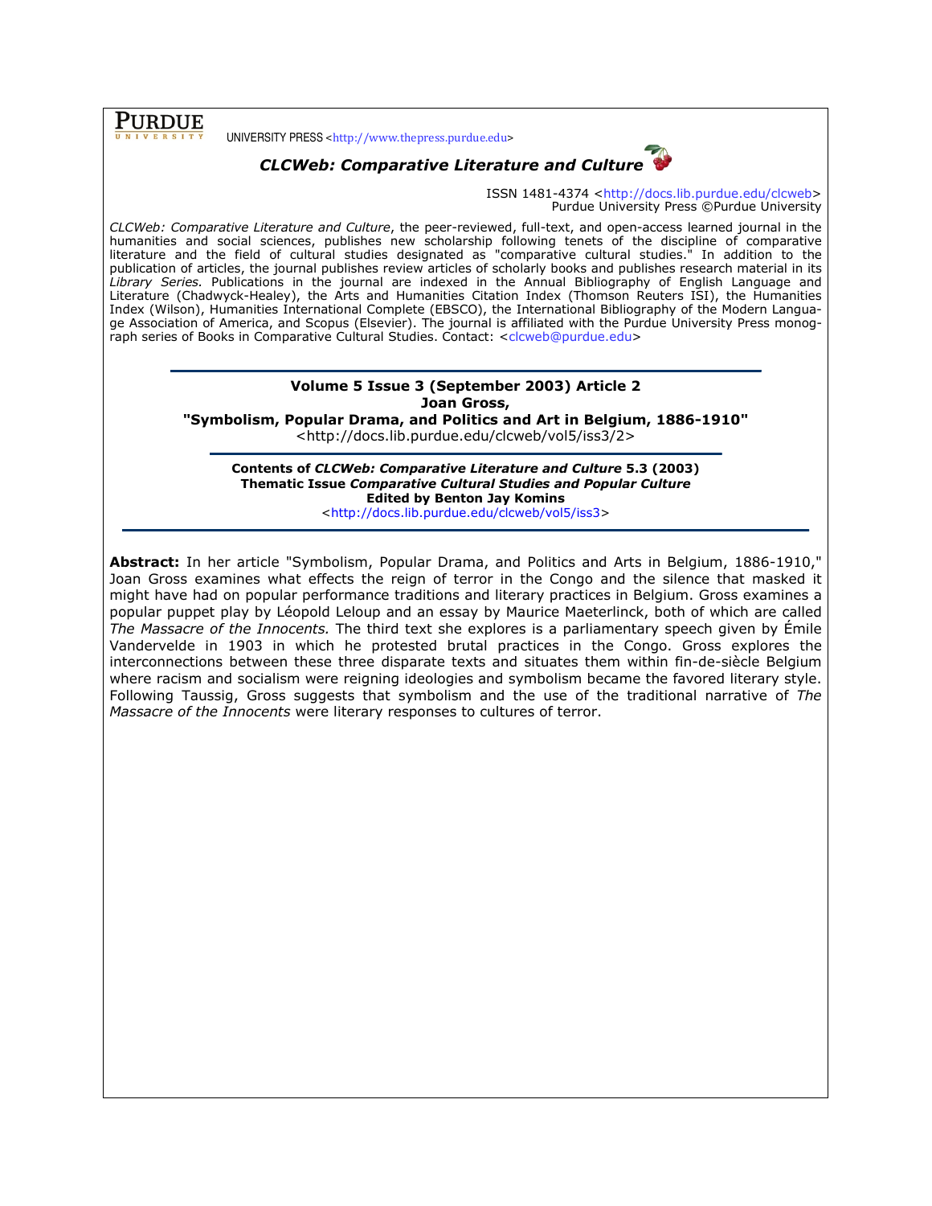PURDUE UNIVERSITY PRESS <http://www.thepress.purdue.edu>

# *CLCWeb: Comparative Literature and Culture*

ISSN 1481-4374 <http://docs.lib.purdue.edu/clcweb>
Purdue University Press ©Purdue University

*CLCWeb: Comparative Literature and Culture*, the peer-reviewed, full-text, and open-access learned journal in the humanities and social sciences, publishes new scholarship following tenets of the discipline of comparative literature and the field of cultural studies designated as "comparative cultural studies." In addition to the publication of articles, the journal publishes review articles of scholarly books and publishes research material in its *Library Series*. Publications in the journal are indexed in the Annual Bibliography of English Language and Literature (Chadwyck-Healey), the Arts and Humanities Citation Index (Thomson Reuters ISI), the Humanities Index (Wilson), Humanities International Complete (EBSCO), the International Bibliography of the Modern Language Association of America, and Scopus (Elsevier). The journal is affiliated with the Purdue University Press monograph series of Books in Comparative Cultural Studies. Contact: <clcweb@purdue.edu>

**Volume 5 Issue 3 (September 2003) Article 2**
**Joan Gross,**
**"Symbolism, Popular Drama, and Politics and Art in Belgium, 1886-1910"**
<http://docs.lib.purdue.edu/clcweb/vol5/iss3/2>

**Contents of *CLCWeb: Comparative Literature and Culture* 5.3 (2003)**
**Thematic Issue *Comparative Cultural Studies and Popular Culture***
**Edited by Benton Jay Komins**
<http://docs.lib.purdue.edu/clcweb/vol5/iss3>

**Abstract:** In her article "Symbolism, Popular Drama, and Politics and Arts in Belgium, 1886-1910," Joan Gross examines what effects the reign of terror in the Congo and the silence that masked it might have had on popular performance traditions and literary practices in Belgium. Gross examines a popular puppet play by Léopold Leloup and an essay by Maurice Maeterlinck, both of which are called *The Massacre of the Innocents.* The third text she explores is a parliamentary speech given by Émile Vandervelde in 1903 in which he protested brutal practices in the Congo. Gross explores the interconnections between these three disparate texts and situates them within fin-de-siècle Belgium where racism and socialism were reigning ideologies and symbolism became the favored literary style. Following Taussig, Gross suggests that symbolism and the use of the traditional narrative of *The Massacre of the Innocents* were literary responses to cultures of terror.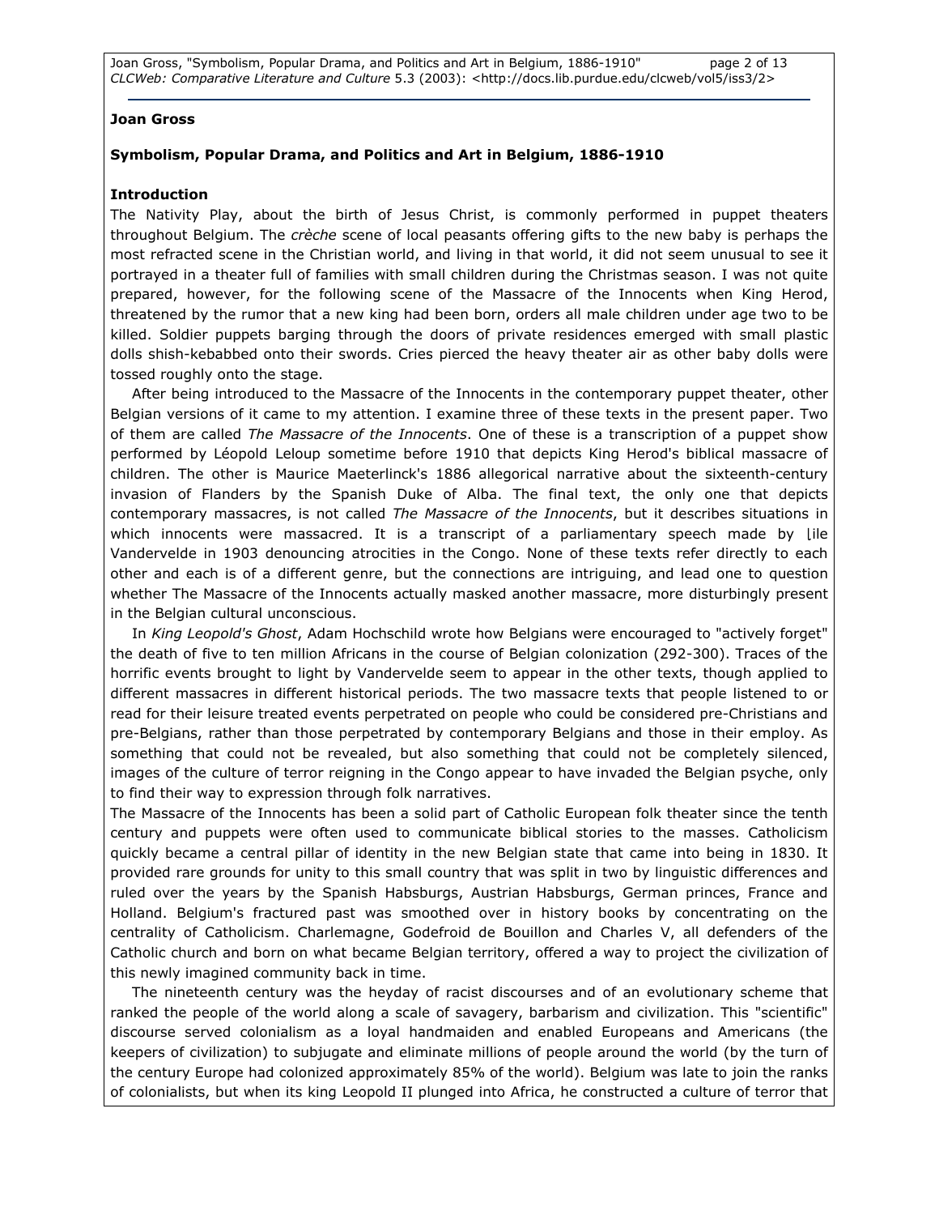**Joan Gross**

**Symbolism, Popular Drama, and Politics and Art in Belgium, 1886-1910**

**Introduction**

The Nativity Play, about the birth of Jesus Christ, is commonly performed in puppet theaters throughout Belgium. The *crèche* scene of local peasants offering gifts to the new baby is perhaps the most refracted scene in the Christian world, and living in that world, it did not seem unusual to see it portrayed in a theater full of families with small children during the Christmas season. I was not quite prepared, however, for the following scene of the Massacre of the Innocents when King Herod, threatened by the rumor that a new king had been born, orders all male children under age two to be killed. Soldier puppets barging through the doors of private residences emerged with small plastic dolls shish-kebabbed onto their swords. Cries pierced the heavy theater air as other baby dolls were tossed roughly onto the stage.

After being introduced to the Massacre of the Innocents in the contemporary puppet theater, other Belgian versions of it came to my attention. I examine three of these texts in the present paper. Two of them are called *The Massacre of the Innocents*. One of these is a transcription of a puppet show performed by Léopold Leloup sometime before 1910 that depicts King Herod's biblical massacre of children. The other is Maurice Maeterlinck's 1886 allegorical narrative about the sixteenth-century invasion of Flanders by the Spanish Duke of Alba. The final text, the only one that depicts contemporary massacres, is not called *The Massacre of the Innocents*, but it describes situations in which innocents were massacred. It is a transcript of a parliamentary speech made by ⌊ile Vandervelde in 1903 denouncing atrocities in the Congo. None of these texts refer directly to each other and each is of a different genre, but the connections are intriguing, and lead one to question whether The Massacre of the Innocents actually masked another massacre, more disturbingly present in the Belgian cultural unconscious.

In *King Leopold's Ghost*, Adam Hochschild wrote how Belgians were encouraged to "actively forget" the death of five to ten million Africans in the course of Belgian colonization (292-300). Traces of the horrific events brought to light by Vandervelde seem to appear in the other texts, though applied to different massacres in different historical periods. The two massacre texts that people listened to or read for their leisure treated events perpetrated on people who could be considered pre-Christians and pre-Belgians, rather than those perpetrated by contemporary Belgians and those in their employ. As something that could not be revealed, but also something that could not be completely silenced, images of the culture of terror reigning in the Congo appear to have invaded the Belgian psyche, only to find their way to expression through folk narratives.

The Massacre of the Innocents has been a solid part of Catholic European folk theater since the tenth century and puppets were often used to communicate biblical stories to the masses. Catholicism quickly became a central pillar of identity in the new Belgian state that came into being in 1830. It provided rare grounds for unity to this small country that was split in two by linguistic differences and ruled over the years by the Spanish Habsburgs, Austrian Habsburgs, German princes, France and Holland. Belgium's fractured past was smoothed over in history books by concentrating on the centrality of Catholicism. Charlemagne, Godefroid de Bouillon and Charles V, all defenders of the Catholic church and born on what became Belgian territory, offered a way to project the civilization of this newly imagined community back in time.

The nineteenth century was the heyday of racist discourses and of an evolutionary scheme that ranked the people of the world along a scale of savagery, barbarism and civilization. This "scientific" discourse served colonialism as a loyal handmaiden and enabled Europeans and Americans (the keepers of civilization) to subjugate and eliminate millions of people around the world (by the turn of the century Europe had colonized approximately 85% of the world). Belgium was late to join the ranks of colonialists, but when its king Leopold II plunged into Africa, he constructed a culture of terror that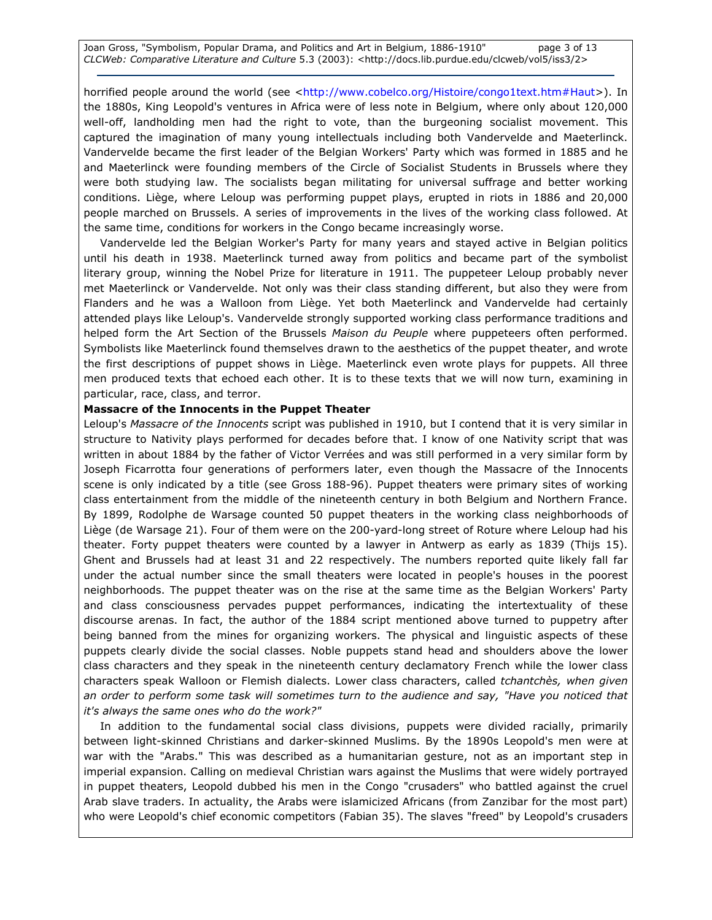horrified people around the world (see <http://www.cobelco.org/Histoire/congo1text.htm#Haut>). In the 1880s, King Leopold's ventures in Africa were of less note in Belgium, where only about 120,000 well-off, landholding men had the right to vote, than the burgeoning socialist movement. This captured the imagination of many young intellectuals including both Vandervelde and Maeterlinck. Vandervelde became the first leader of the Belgian Workers' Party which was formed in 1885 and he and Maeterlinck were founding members of the Circle of Socialist Students in Brussels where they were both studying law. The socialists began militating for universal suffrage and better working conditions. Liège, where Leloup was performing puppet plays, erupted in riots in 1886 and 20,000 people marched on Brussels. A series of improvements in the lives of the working class followed. At the same time, conditions for workers in the Congo became increasingly worse.

Vandervelde led the Belgian Worker's Party for many years and stayed active in Belgian politics until his death in 1938. Maeterlinck turned away from politics and became part of the symbolist literary group, winning the Nobel Prize for literature in 1911. The puppeteer Leloup probably never met Maeterlinck or Vandervelde. Not only was their class standing different, but also they were from Flanders and he was a Walloon from Liège. Yet both Maeterlinck and Vandervelde had certainly attended plays like Leloup's. Vandervelde strongly supported working class performance traditions and helped form the Art Section of the Brussels *Maison du Peuple* where puppeteers often performed. Symbolists like Maeterlinck found themselves drawn to the aesthetics of the puppet theater, and wrote the first descriptions of puppet shows in Liège. Maeterlinck even wrote plays for puppets. All three men produced texts that echoed each other. It is to these texts that we will now turn, examining in particular, race, class, and terror.

**Massacre of the Innocents in the Puppet Theater**

Leloup's *Massacre of the Innocents* script was published in 1910, but I contend that it is very similar in structure to Nativity plays performed for decades before that. I know of one Nativity script that was written in about 1884 by the father of Victor Verrées and was still performed in a very similar form by Joseph Ficarrotta four generations of performers later, even though the Massacre of the Innocents scene is only indicated by a title (see Gross 188-96). Puppet theaters were primary sites of working class entertainment from the middle of the nineteenth century in both Belgium and Northern France. By 1899, Rodolphe de Warsage counted 50 puppet theaters in the working class neighborhoods of Liège (de Warsage 21). Four of them were on the 200-yard-long street of Roture where Leloup had his theater. Forty puppet theaters were counted by a lawyer in Antwerp as early as 1839 (Thijs 15). Ghent and Brussels had at least 31 and 22 respectively. The numbers reported quite likely fall far under the actual number since the small theaters were located in people's houses in the poorest neighborhoods. The puppet theater was on the rise at the same time as the Belgian Workers' Party and class consciousness pervades puppet performances, indicating the intertextuality of these discourse arenas. In fact, the author of the 1884 script mentioned above turned to puppetry after being banned from the mines for organizing workers. The physical and linguistic aspects of these puppets clearly divide the social classes. Noble puppets stand head and shoulders above the lower class characters and they speak in the nineteenth century declamatory French while the lower class characters speak Walloon or Flemish dialects. Lower class characters, called *tchantchès, when given an order to perform some task will sometimes turn to the audience and say, "Have you noticed that it's always the same ones who do the work?"*

In addition to the fundamental social class divisions, puppets were divided racially, primarily between light-skinned Christians and darker-skinned Muslims. By the 1890s Leopold's men were at war with the "Arabs." This was described as a humanitarian gesture, not as an important step in imperial expansion. Calling on medieval Christian wars against the Muslims that were widely portrayed in puppet theaters, Leopold dubbed his men in the Congo "crusaders" who battled against the cruel Arab slave traders. In actuality, the Arabs were islamicized Africans (from Zanzibar for the most part) who were Leopold's chief economic competitors (Fabian 35). The slaves "freed" by Leopold's crusaders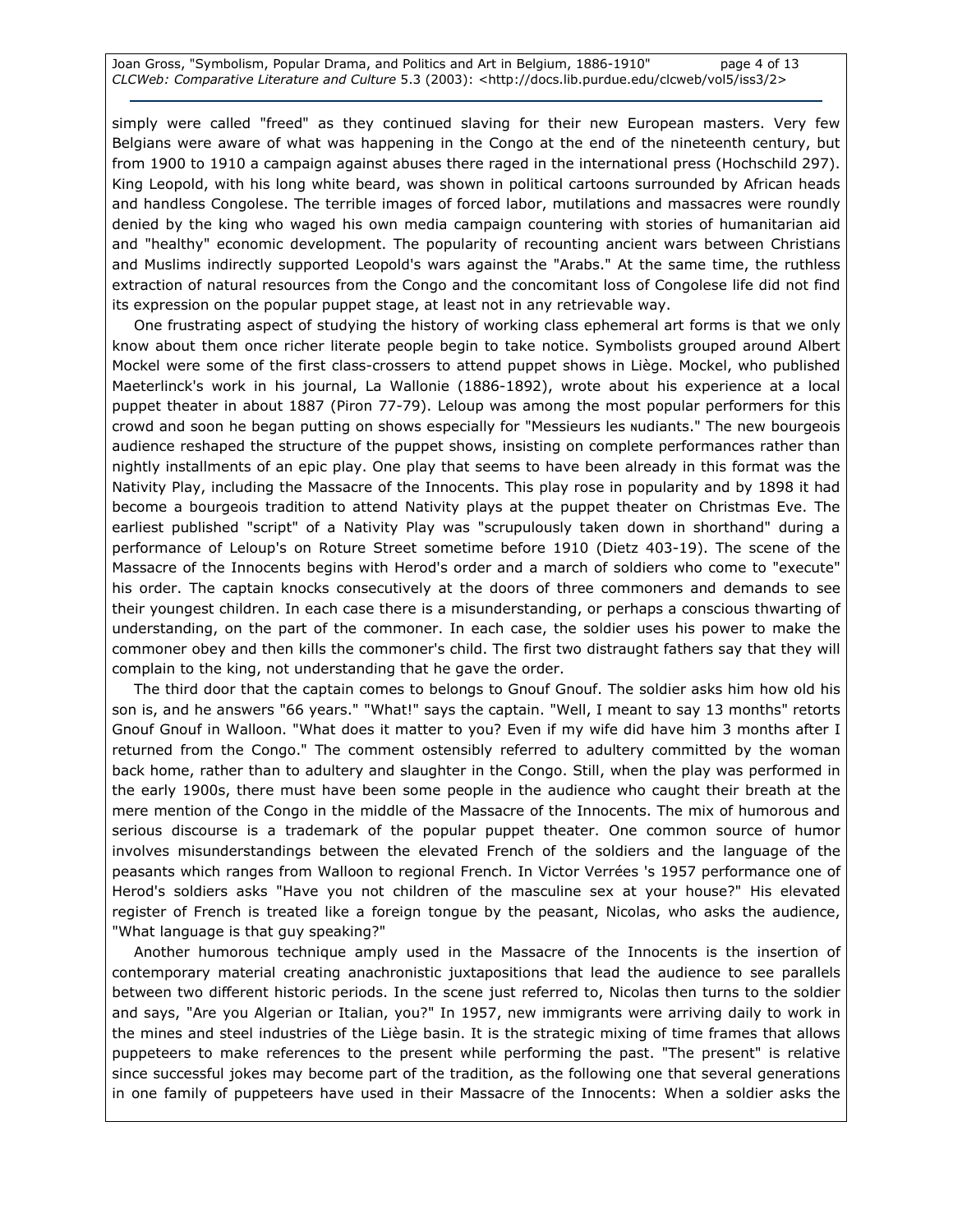simply were called "freed" as they continued slaving for their new European masters. Very few Belgians were aware of what was happening in the Congo at the end of the nineteenth century, but from 1900 to 1910 a campaign against abuses there raged in the international press (Hochschild 297). King Leopold, with his long white beard, was shown in political cartoons surrounded by African heads and handless Congolese. The terrible images of forced labor, mutilations and massacres were roundly denied by the king who waged his own media campaign countering with stories of humanitarian aid and "healthy" economic development. The popularity of recounting ancient wars between Christians and Muslims indirectly supported Leopold's wars against the "Arabs." At the same time, the ruthless extraction of natural resources from the Congo and the concomitant loss of Congolese life did not find its expression on the popular puppet stage, at least not in any retrievable way.

One frustrating aspect of studying the history of working class ephemeral art forms is that we only know about them once richer literate people begin to take notice. Symbolists grouped around Albert Mockel were some of the first class-crossers to attend puppet shows in Liège. Mockel, who published Maeterlinck's work in his journal, La Wallonie (1886-1892), wrote about his experience at a local puppet theater in about 1887 (Piron 77-79). Leloup was among the most popular performers for this crowd and soon he began putting on shows especially for "Messieurs les Nudiants." The new bourgeois audience reshaped the structure of the puppet shows, insisting on complete performances rather than nightly installments of an epic play. One play that seems to have been already in this format was the Nativity Play, including the Massacre of the Innocents. This play rose in popularity and by 1898 it had become a bourgeois tradition to attend Nativity plays at the puppet theater on Christmas Eve. The earliest published "script" of a Nativity Play was "scrupulously taken down in shorthand" during a performance of Leloup's on Roture Street sometime before 1910 (Dietz 403-19). The scene of the Massacre of the Innocents begins with Herod's order and a march of soldiers who come to "execute" his order. The captain knocks consecutively at the doors of three commoners and demands to see their youngest children. In each case there is a misunderstanding, or perhaps a conscious thwarting of understanding, on the part of the commoner. In each case, the soldier uses his power to make the commoner obey and then kills the commoner's child. The first two distraught fathers say that they will complain to the king, not understanding that he gave the order.

The third door that the captain comes to belongs to Gnouf Gnouf. The soldier asks him how old his son is, and he answers "66 years." "What!" says the captain. "Well, I meant to say 13 months" retorts Gnouf Gnouf in Walloon. "What does it matter to you? Even if my wife did have him 3 months after I returned from the Congo." The comment ostensibly referred to adultery committed by the woman back home, rather than to adultery and slaughter in the Congo. Still, when the play was performed in the early 1900s, there must have been some people in the audience who caught their breath at the mere mention of the Congo in the middle of the Massacre of the Innocents. The mix of humorous and serious discourse is a trademark of the popular puppet theater. One common source of humor involves misunderstandings between the elevated French of the soldiers and the language of the peasants which ranges from Walloon to regional French. In Victor Verrées 's 1957 performance one of Herod's soldiers asks "Have you not children of the masculine sex at your house?" His elevated register of French is treated like a foreign tongue by the peasant, Nicolas, who asks the audience, "What language is that guy speaking?"

Another humorous technique amply used in the Massacre of the Innocents is the insertion of contemporary material creating anachronistic juxtapositions that lead the audience to see parallels between two different historic periods. In the scene just referred to, Nicolas then turns to the soldier and says, "Are you Algerian or Italian, you?" In 1957, new immigrants were arriving daily to work in the mines and steel industries of the Liège basin. It is the strategic mixing of time frames that allows puppeteers to make references to the present while performing the past. "The present" is relative since successful jokes may become part of the tradition, as the following one that several generations in one family of puppeteers have used in their Massacre of the Innocents: When a soldier asks the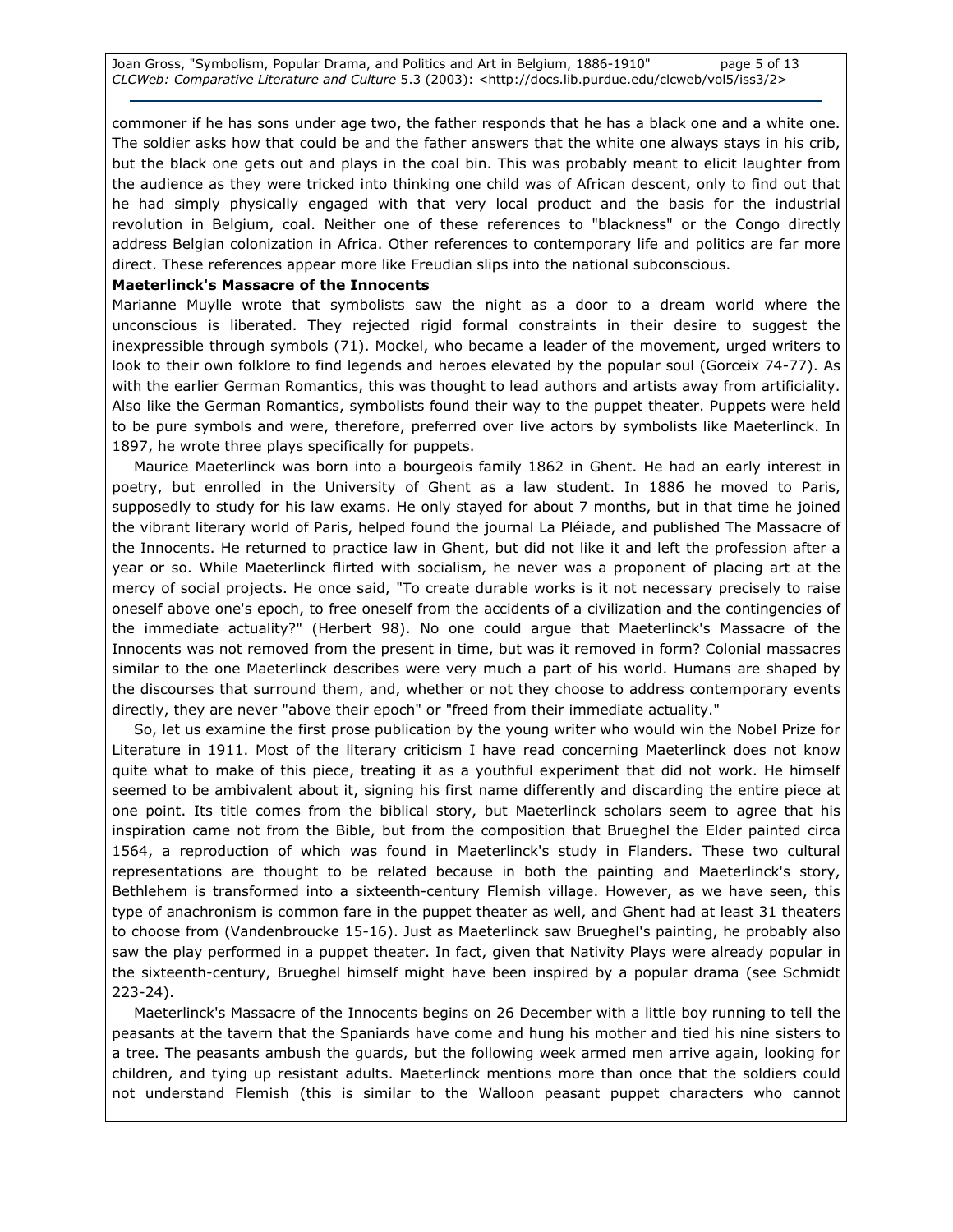commoner if he has sons under age two, the father responds that he has a black one and a white one. The soldier asks how that could be and the father answers that the white one always stays in his crib, but the black one gets out and plays in the coal bin. This was probably meant to elicit laughter from the audience as they were tricked into thinking one child was of African descent, only to find out that he had simply physically engaged with that very local product and the basis for the industrial revolution in Belgium, coal. Neither one of these references to "blackness" or the Congo directly address Belgian colonization in Africa. Other references to contemporary life and politics are far more direct. These references appear more like Freudian slips into the national subconscious.

**Maeterlinck's Massacre of the Innocents**

Marianne Muylle wrote that symbolists saw the night as a door to a dream world where the unconscious is liberated. They rejected rigid formal constraints in their desire to suggest the inexpressible through symbols (71). Mockel, who became a leader of the movement, urged writers to look to their own folklore to find legends and heroes elevated by the popular soul (Gorceix 74-77). As with the earlier German Romantics, this was thought to lead authors and artists away from artificiality. Also like the German Romantics, symbolists found their way to the puppet theater. Puppets were held to be pure symbols and were, therefore, preferred over live actors by symbolists like Maeterlinck. In 1897, he wrote three plays specifically for puppets.

Maurice Maeterlinck was born into a bourgeois family 1862 in Ghent. He had an early interest in poetry, but enrolled in the University of Ghent as a law student. In 1886 he moved to Paris, supposedly to study for his law exams. He only stayed for about 7 months, but in that time he joined the vibrant literary world of Paris, helped found the journal La Pléiade, and published The Massacre of the Innocents. He returned to practice law in Ghent, but did not like it and left the profession after a year or so. While Maeterlinck flirted with socialism, he never was a proponent of placing art at the mercy of social projects. He once said, "To create durable works is it not necessary precisely to raise oneself above one's epoch, to free oneself from the accidents of a civilization and the contingencies of the immediate actuality?" (Herbert 98). No one could argue that Maeterlinck's Massacre of the Innocents was not removed from the present in time, but was it removed in form? Colonial massacres similar to the one Maeterlinck describes were very much a part of his world. Humans are shaped by the discourses that surround them, and, whether or not they choose to address contemporary events directly, they are never "above their epoch" or "freed from their immediate actuality."

So, let us examine the first prose publication by the young writer who would win the Nobel Prize for Literature in 1911. Most of the literary criticism I have read concerning Maeterlinck does not know quite what to make of this piece, treating it as a youthful experiment that did not work. He himself seemed to be ambivalent about it, signing his first name differently and discarding the entire piece at one point. Its title comes from the biblical story, but Maeterlinck scholars seem to agree that his inspiration came not from the Bible, but from the composition that Brueghel the Elder painted circa 1564, a reproduction of which was found in Maeterlinck's study in Flanders. These two cultural representations are thought to be related because in both the painting and Maeterlinck's story, Bethlehem is transformed into a sixteenth-century Flemish village. However, as we have seen, this type of anachronism is common fare in the puppet theater as well, and Ghent had at least 31 theaters to choose from (Vandenbroucke 15-16). Just as Maeterlinck saw Brueghel's painting, he probably also saw the play performed in a puppet theater. In fact, given that Nativity Plays were already popular in the sixteenth-century, Brueghel himself might have been inspired by a popular drama (see Schmidt 223-24).

Maeterlinck's Massacre of the Innocents begins on 26 December with a little boy running to tell the peasants at the tavern that the Spaniards have come and hung his mother and tied his nine sisters to a tree. The peasants ambush the guards, but the following week armed men arrive again, looking for children, and tying up resistant adults. Maeterlinck mentions more than once that the soldiers could not understand Flemish (this is similar to the Walloon peasant puppet characters who cannot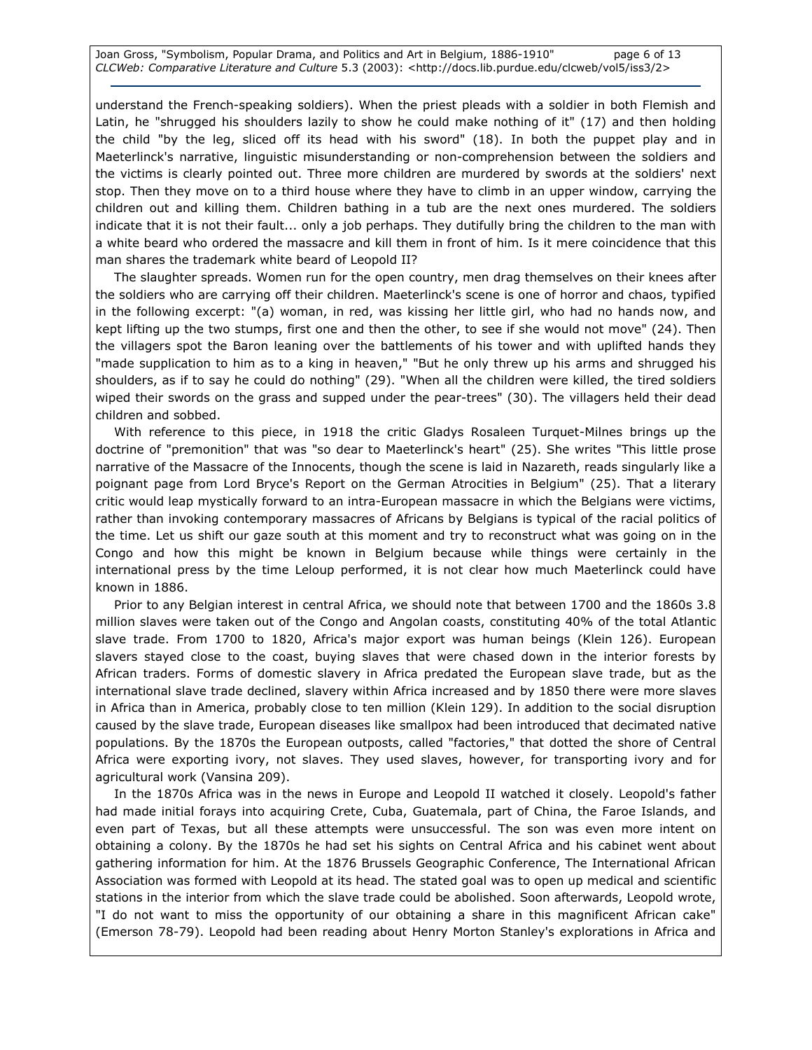understand the French-speaking soldiers). When the priest pleads with a soldier in both Flemish and Latin, he "shrugged his shoulders lazily to show he could make nothing of it" (17) and then holding the child "by the leg, sliced off its head with his sword" (18). In both the puppet play and in Maeterlinck's narrative, linguistic misunderstanding or non-comprehension between the soldiers and the victims is clearly pointed out. Three more children are murdered by swords at the soldiers' next stop. Then they move on to a third house where they have to climb in an upper window, carrying the children out and killing them. Children bathing in a tub are the next ones murdered. The soldiers indicate that it is not their fault... only a job perhaps. They dutifully bring the children to the man with a white beard who ordered the massacre and kill them in front of him. Is it mere coincidence that this man shares the trademark white beard of Leopold II?

The slaughter spreads. Women run for the open country, men drag themselves on their knees after the soldiers who are carrying off their children. Maeterlinck's scene is one of horror and chaos, typified in the following excerpt: "(a) woman, in red, was kissing her little girl, who had no hands now, and kept lifting up the two stumps, first one and then the other, to see if she would not move" (24). Then the villagers spot the Baron leaning over the battlements of his tower and with uplifted hands they "made supplication to him as to a king in heaven," "But he only threw up his arms and shrugged his shoulders, as if to say he could do nothing" (29). "When all the children were killed, the tired soldiers wiped their swords on the grass and supped under the pear-trees" (30). The villagers held their dead children and sobbed.

With reference to this piece, in 1918 the critic Gladys Rosaleen Turquet-Milnes brings up the doctrine of "premonition" that was "so dear to Maeterlinck's heart" (25). She writes "This little prose narrative of the Massacre of the Innocents, though the scene is laid in Nazareth, reads singularly like a poignant page from Lord Bryce's Report on the German Atrocities in Belgium" (25). That a literary critic would leap mystically forward to an intra-European massacre in which the Belgians were victims, rather than invoking contemporary massacres of Africans by Belgians is typical of the racial politics of the time. Let us shift our gaze south at this moment and try to reconstruct what was going on in the Congo and how this might be known in Belgium because while things were certainly in the international press by the time Leloup performed, it is not clear how much Maeterlinck could have known in 1886.

Prior to any Belgian interest in central Africa, we should note that between 1700 and the 1860s 3.8 million slaves were taken out of the Congo and Angolan coasts, constituting 40% of the total Atlantic slave trade. From 1700 to 1820, Africa's major export was human beings (Klein 126). European slavers stayed close to the coast, buying slaves that were chased down in the interior forests by African traders. Forms of domestic slavery in Africa predated the European slave trade, but as the international slave trade declined, slavery within Africa increased and by 1850 there were more slaves in Africa than in America, probably close to ten million (Klein 129). In addition to the social disruption caused by the slave trade, European diseases like smallpox had been introduced that decimated native populations. By the 1870s the European outposts, called "factories," that dotted the shore of Central Africa were exporting ivory, not slaves. They used slaves, however, for transporting ivory and for agricultural work (Vansina 209).

In the 1870s Africa was in the news in Europe and Leopold II watched it closely. Leopold's father had made initial forays into acquiring Crete, Cuba, Guatemala, part of China, the Faroe Islands, and even part of Texas, but all these attempts were unsuccessful. The son was even more intent on obtaining a colony. By the 1870s he had set his sights on Central Africa and his cabinet went about gathering information for him. At the 1876 Brussels Geographic Conference, The International African Association was formed with Leopold at its head. The stated goal was to open up medical and scientific stations in the interior from which the slave trade could be abolished. Soon afterwards, Leopold wrote, "I do not want to miss the opportunity of our obtaining a share in this magnificent African cake" (Emerson 78-79). Leopold had been reading about Henry Morton Stanley's explorations in Africa and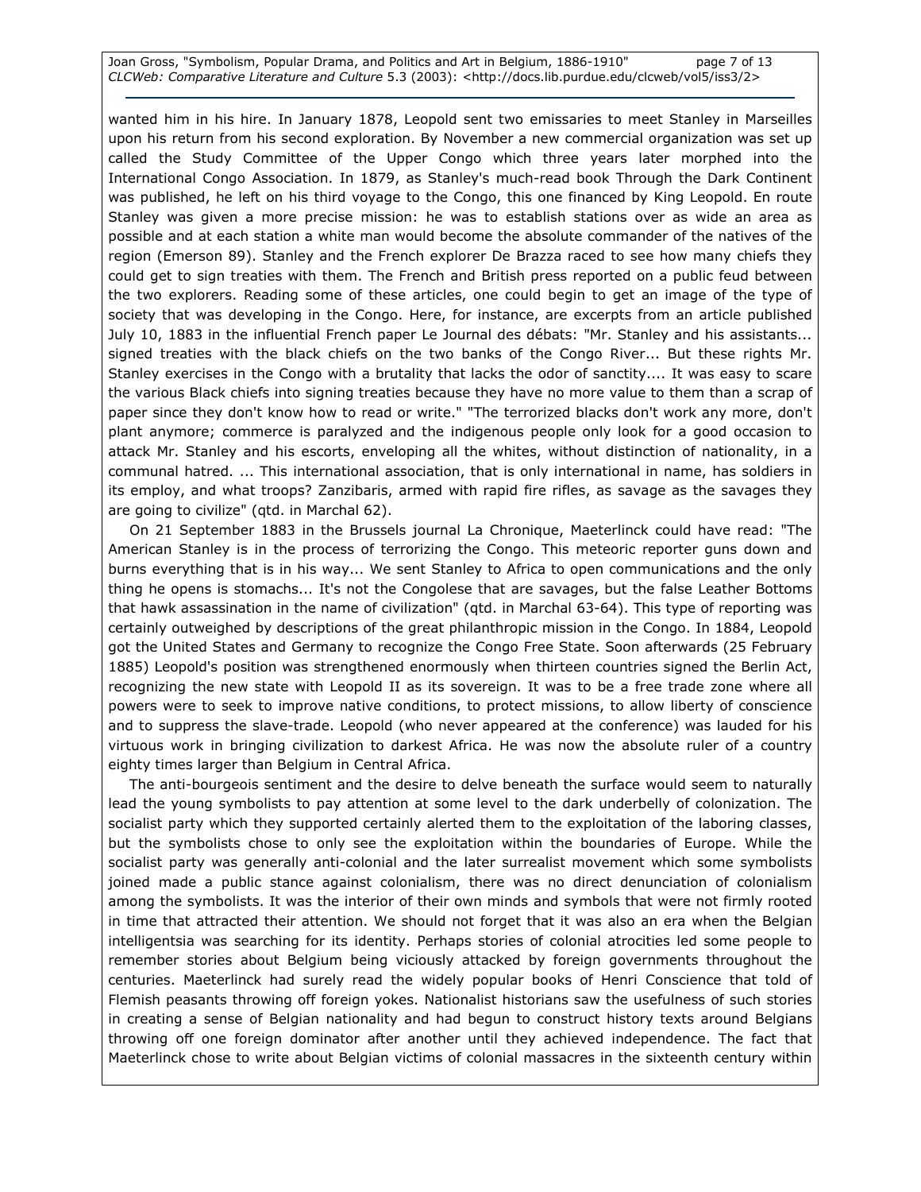wanted him in his hire. In January 1878, Leopold sent two emissaries to meet Stanley in Marseilles upon his return from his second exploration. By November a new commercial organization was set up called the Study Committee of the Upper Congo which three years later morphed into the International Congo Association. In 1879, as Stanley's much-read book Through the Dark Continent was published, he left on his third voyage to the Congo, this one financed by King Leopold. En route Stanley was given a more precise mission: he was to establish stations over as wide an area as possible and at each station a white man would become the absolute commander of the natives of the region (Emerson 89). Stanley and the French explorer De Brazza raced to see how many chiefs they could get to sign treaties with them. The French and British press reported on a public feud between the two explorers. Reading some of these articles, one could begin to get an image of the type of society that was developing in the Congo. Here, for instance, are excerpts from an article published July 10, 1883 in the influential French paper Le Journal des débats: "Mr. Stanley and his assistants... signed treaties with the black chiefs on the two banks of the Congo River... But these rights Mr. Stanley exercises in the Congo with a brutality that lacks the odor of sanctity.... It was easy to scare the various Black chiefs into signing treaties because they have no more value to them than a scrap of paper since they don't know how to read or write." "The terrorized blacks don't work any more, don't plant anymore; commerce is paralyzed and the indigenous people only look for a good occasion to attack Mr. Stanley and his escorts, enveloping all the whites, without distinction of nationality, in a communal hatred. ... This international association, that is only international in name, has soldiers in its employ, and what troops? Zanzibaris, armed with rapid fire rifles, as savage as the savages they are going to civilize" (qtd. in Marchal 62).

On 21 September 1883 in the Brussels journal La Chronique, Maeterlinck could have read: "The American Stanley is in the process of terrorizing the Congo. This meteoric reporter guns down and burns everything that is in his way... We sent Stanley to Africa to open communications and the only thing he opens is stomachs... It's not the Congolese that are savages, but the false Leather Bottoms that hawk assassination in the name of civilization" (qtd. in Marchal 63-64). This type of reporting was certainly outweighed by descriptions of the great philanthropic mission in the Congo. In 1884, Leopold got the United States and Germany to recognize the Congo Free State. Soon afterwards (25 February 1885) Leopold's position was strengthened enormously when thirteen countries signed the Berlin Act, recognizing the new state with Leopold II as its sovereign. It was to be a free trade zone where all powers were to seek to improve native conditions, to protect missions, to allow liberty of conscience and to suppress the slave-trade. Leopold (who never appeared at the conference) was lauded for his virtuous work in bringing civilization to darkest Africa. He was now the absolute ruler of a country eighty times larger than Belgium in Central Africa.

The anti-bourgeois sentiment and the desire to delve beneath the surface would seem to naturally lead the young symbolists to pay attention at some level to the dark underbelly of colonization. The socialist party which they supported certainly alerted them to the exploitation of the laboring classes, but the symbolists chose to only see the exploitation within the boundaries of Europe. While the socialist party was generally anti-colonial and the later surrealist movement which some symbolists joined made a public stance against colonialism, there was no direct denunciation of colonialism among the symbolists. It was the interior of their own minds and symbols that were not firmly rooted in time that attracted their attention. We should not forget that it was also an era when the Belgian intelligentsia was searching for its identity. Perhaps stories of colonial atrocities led some people to remember stories about Belgium being viciously attacked by foreign governments throughout the centuries. Maeterlinck had surely read the widely popular books of Henri Conscience that told of Flemish peasants throwing off foreign yokes. Nationalist historians saw the usefulness of such stories in creating a sense of Belgian nationality and had begun to construct history texts around Belgians throwing off one foreign dominator after another until they achieved independence. The fact that Maeterlinck chose to write about Belgian victims of colonial massacres in the sixteenth century within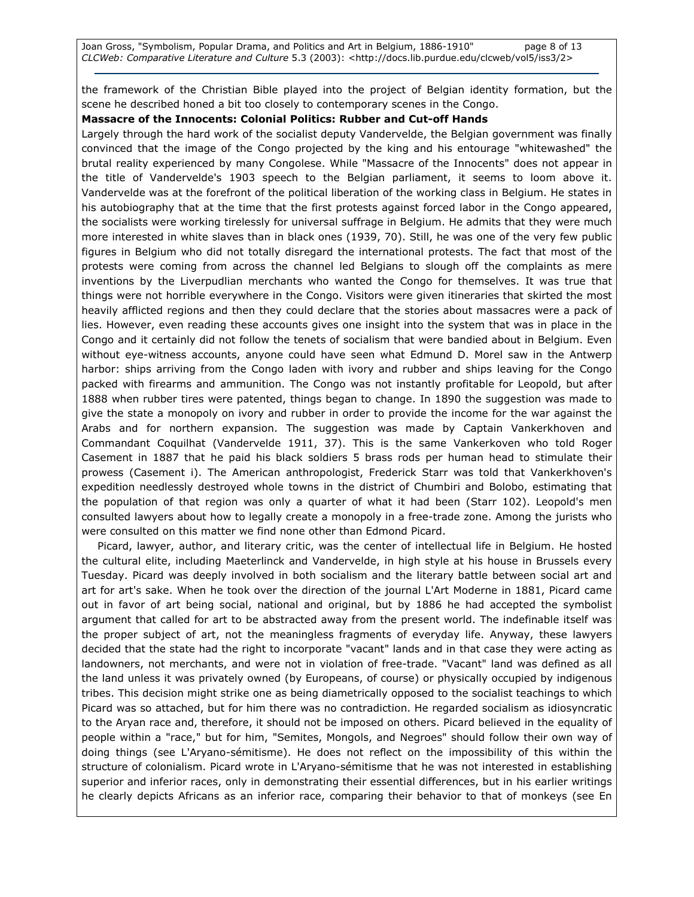the framework of the Christian Bible played into the project of Belgian identity formation, but the scene he described honed a bit too closely to contemporary scenes in the Congo.

**Massacre of the Innocents: Colonial Politics: Rubber and Cut-off Hands**

Largely through the hard work of the socialist deputy Vandervelde, the Belgian government was finally convinced that the image of the Congo projected by the king and his entourage "whitewashed" the brutal reality experienced by many Congolese. While "Massacre of the Innocents" does not appear in the title of Vandervelde's 1903 speech to the Belgian parliament, it seems to loom above it. Vandervelde was at the forefront of the political liberation of the working class in Belgium. He states in his autobiography that at the time that the first protests against forced labor in the Congo appeared, the socialists were working tirelessly for universal suffrage in Belgium. He admits that they were much more interested in white slaves than in black ones (1939, 70). Still, he was one of the very few public figures in Belgium who did not totally disregard the international protests. The fact that most of the protests were coming from across the channel led Belgians to slough off the complaints as mere inventions by the Liverpudlian merchants who wanted the Congo for themselves. It was true that things were not horrible everywhere in the Congo. Visitors were given itineraries that skirted the most heavily afflicted regions and then they could declare that the stories about massacres were a pack of lies. However, even reading these accounts gives one insight into the system that was in place in the Congo and it certainly did not follow the tenets of socialism that were bandied about in Belgium. Even without eye-witness accounts, anyone could have seen what Edmund D. Morel saw in the Antwerp harbor: ships arriving from the Congo laden with ivory and rubber and ships leaving for the Congo packed with firearms and ammunition. The Congo was not instantly profitable for Leopold, but after 1888 when rubber tires were patented, things began to change. In 1890 the suggestion was made to give the state a monopoly on ivory and rubber in order to provide the income for the war against the Arabs and for northern expansion. The suggestion was made by Captain Vankerkhoven and Commandant Coquilhat (Vandervelde 1911, 37). This is the same Vankerkoven who told Roger Casement in 1887 that he paid his black soldiers 5 brass rods per human head to stimulate their prowess (Casement i). The American anthropologist, Frederick Starr was told that Vankerkhoven's expedition needlessly destroyed whole towns in the district of Chumbiri and Bolobo, estimating that the population of that region was only a quarter of what it had been (Starr 102). Leopold's men consulted lawyers about how to legally create a monopoly in a free-trade zone. Among the jurists who were consulted on this matter we find none other than Edmond Picard.

Picard, lawyer, author, and literary critic, was the center of intellectual life in Belgium. He hosted the cultural elite, including Maeterlinck and Vandervelde, in high style at his house in Brussels every Tuesday. Picard was deeply involved in both socialism and the literary battle between social art and art for art's sake. When he took over the direction of the journal L'Art Moderne in 1881, Picard came out in favor of art being social, national and original, but by 1886 he had accepted the symbolist argument that called for art to be abstracted away from the present world. The indefinable itself was the proper subject of art, not the meaningless fragments of everyday life. Anyway, these lawyers decided that the state had the right to incorporate "vacant" lands and in that case they were acting as landowners, not merchants, and were not in violation of free-trade. "Vacant" land was defined as all the land unless it was privately owned (by Europeans, of course) or physically occupied by indigenous tribes. This decision might strike one as being diametrically opposed to the socialist teachings to which Picard was so attached, but for him there was no contradiction. He regarded socialism as idiosyncratic to the Aryan race and, therefore, it should not be imposed on others. Picard believed in the equality of people within a "race," but for him, "Semites, Mongols, and Negroes" should follow their own way of doing things (see L'Aryano-sémitisme). He does not reflect on the impossibility of this within the structure of colonialism. Picard wrote in L'Aryano-sémitisme that he was not interested in establishing superior and inferior races, only in demonstrating their essential differences, but in his earlier writings he clearly depicts Africans as an inferior race, comparing their behavior to that of monkeys (see En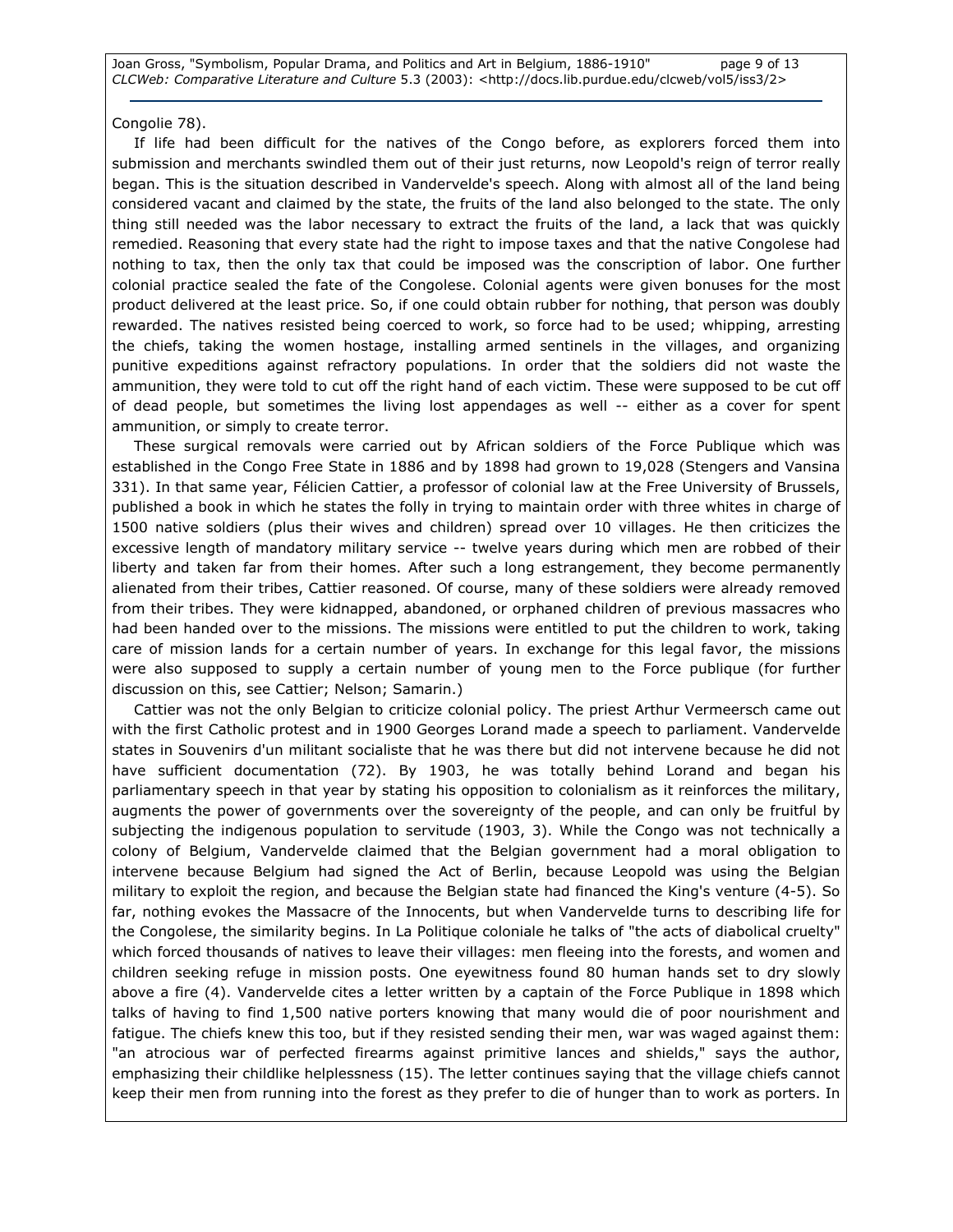Congolie 78).

If life had been difficult for the natives of the Congo before, as explorers forced them into submission and merchants swindled them out of their just returns, now Leopold's reign of terror really began. This is the situation described in Vandervelde's speech. Along with almost all of the land being considered vacant and claimed by the state, the fruits of the land also belonged to the state. The only thing still needed was the labor necessary to extract the fruits of the land, a lack that was quickly remedied. Reasoning that every state had the right to impose taxes and that the native Congolese had nothing to tax, then the only tax that could be imposed was the conscription of labor. One further colonial practice sealed the fate of the Congolese. Colonial agents were given bonuses for the most product delivered at the least price. So, if one could obtain rubber for nothing, that person was doubly rewarded. The natives resisted being coerced to work, so force had to be used; whipping, arresting the chiefs, taking the women hostage, installing armed sentinels in the villages, and organizing punitive expeditions against refractory populations. In order that the soldiers did not waste the ammunition, they were told to cut off the right hand of each victim. These were supposed to be cut off of dead people, but sometimes the living lost appendages as well -- either as a cover for spent ammunition, or simply to create terror.

These surgical removals were carried out by African soldiers of the Force Publique which was established in the Congo Free State in 1886 and by 1898 had grown to 19,028 (Stengers and Vansina 331). In that same year, Félicien Cattier, a professor of colonial law at the Free University of Brussels, published a book in which he states the folly in trying to maintain order with three whites in charge of 1500 native soldiers (plus their wives and children) spread over 10 villages. He then criticizes the excessive length of mandatory military service -- twelve years during which men are robbed of their liberty and taken far from their homes. After such a long estrangement, they become permanently alienated from their tribes, Cattier reasoned. Of course, many of these soldiers were already removed from their tribes. They were kidnapped, abandoned, or orphaned children of previous massacres who had been handed over to the missions. The missions were entitled to put the children to work, taking care of mission lands for a certain number of years. In exchange for this legal favor, the missions were also supposed to supply a certain number of young men to the Force publique (for further discussion on this, see Cattier; Nelson; Samarin.)

Cattier was not the only Belgian to criticize colonial policy. The priest Arthur Vermeersch came out with the first Catholic protest and in 1900 Georges Lorand made a speech to parliament. Vandervelde states in Souvenirs d'un militant socialiste that he was there but did not intervene because he did not have sufficient documentation (72). By 1903, he was totally behind Lorand and began his parliamentary speech in that year by stating his opposition to colonialism as it reinforces the military, augments the power of governments over the sovereignty of the people, and can only be fruitful by subjecting the indigenous population to servitude (1903, 3). While the Congo was not technically a colony of Belgium, Vandervelde claimed that the Belgian government had a moral obligation to intervene because Belgium had signed the Act of Berlin, because Leopold was using the Belgian military to exploit the region, and because the Belgian state had financed the King's venture (4-5). So far, nothing evokes the Massacre of the Innocents, but when Vandervelde turns to describing life for the Congolese, the similarity begins. In La Politique coloniale he talks of "the acts of diabolical cruelty" which forced thousands of natives to leave their villages: men fleeing into the forests, and women and children seeking refuge in mission posts. One eyewitness found 80 human hands set to dry slowly above a fire (4). Vandervelde cites a letter written by a captain of the Force Publique in 1898 which talks of having to find 1,500 native porters knowing that many would die of poor nourishment and fatigue. The chiefs knew this too, but if they resisted sending their men, war was waged against them: "an atrocious war of perfected firearms against primitive lances and shields," says the author, emphasizing their childlike helplessness (15). The letter continues saying that the village chiefs cannot keep their men from running into the forest as they prefer to die of hunger than to work as porters. In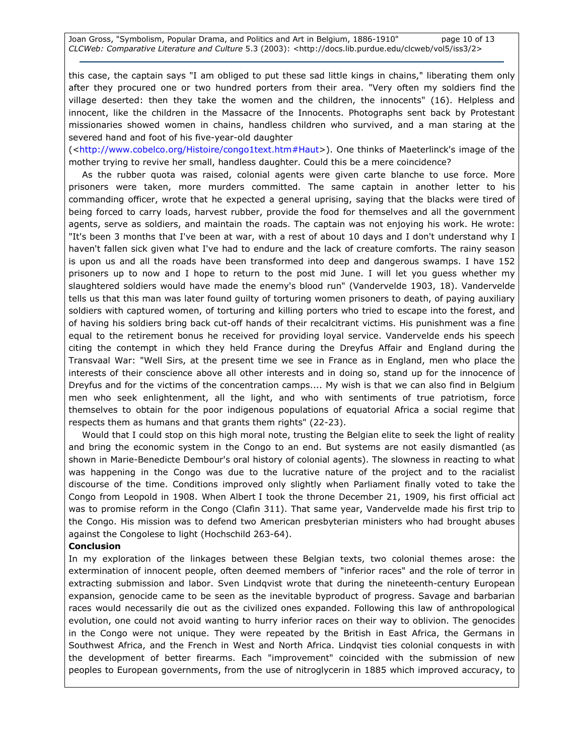this case, the captain says "I am obliged to put these sad little kings in chains," liberating them only after they procured one or two hundred porters from their area. "Very often my soldiers find the village deserted: then they take the women and the children, the innocents" (16). Helpless and innocent, like the children in the Massacre of the Innocents. Photographs sent back by Protestant missionaries showed women in chains, handless children who survived, and a man staring at the severed hand and foot of his five-year-old daughter (<http://www.cobelco.org/Histoire/congo1text.htm#Haut>). One thinks of Maeterlinck's image of the mother trying to revive her small, handless daughter. Could this be a mere coincidence?

As the rubber quota was raised, colonial agents were given carte blanche to use force. More prisoners were taken, more murders committed. The same captain in another letter to his commanding officer, wrote that he expected a general uprising, saying that the blacks were tired of being forced to carry loads, harvest rubber, provide the food for themselves and all the government agents, serve as soldiers, and maintain the roads. The captain was not enjoying his work. He wrote: "It's been 3 months that I've been at war, with a rest of about 10 days and I don't understand why I haven't fallen sick given what I've had to endure and the lack of creature comforts. The rainy season is upon us and all the roads have been transformed into deep and dangerous swamps. I have 152 prisoners up to now and I hope to return to the post mid June. I will let you guess whether my slaughtered soldiers would have made the enemy's blood run" (Vandervelde 1903, 18). Vandervelde tells us that this man was later found guilty of torturing women prisoners to death, of paying auxiliary soldiers with captured women, of torturing and killing porters who tried to escape into the forest, and of having his soldiers bring back cut-off hands of their recalcitrant victims. His punishment was a fine equal to the retirement bonus he received for providing loyal service. Vandervelde ends his speech citing the contempt in which they held France during the Dreyfus Affair and England during the Transvaal War: "Well Sirs, at the present time we see in France as in England, men who place the interests of their conscience above all other interests and in doing so, stand up for the innocence of Dreyfus and for the victims of the concentration camps.... My wish is that we can also find in Belgium men who seek enlightenment, all the light, and who with sentiments of true patriotism, force themselves to obtain for the poor indigenous populations of equatorial Africa a social regime that respects them as humans and that grants them rights" (22-23).

Would that I could stop on this high moral note, trusting the Belgian elite to seek the light of reality and bring the economic system in the Congo to an end. But systems are not easily dismantled (as shown in Marie-Benedicte Dembour's oral history of colonial agents). The slowness in reacting to what was happening in the Congo was due to the lucrative nature of the project and to the racialist discourse of the time. Conditions improved only slightly when Parliament finally voted to take the Congo from Leopold in 1908. When Albert I took the throne December 21, 1909, his first official act was to promise reform in the Congo (Clafin 311). That same year, Vandervelde made his first trip to the Congo. His mission was to defend two American presbyterian ministers who had brought abuses against the Congolese to light (Hochschild 263-64).

**Conclusion**

In my exploration of the linkages between these Belgian texts, two colonial themes arose: the extermination of innocent people, often deemed members of "inferior races" and the role of terror in extracting submission and labor. Sven Lindqvist wrote that during the nineteenth-century European expansion, genocide came to be seen as the inevitable byproduct of progress. Savage and barbarian races would necessarily die out as the civilized ones expanded. Following this law of anthropological evolution, one could not avoid wanting to hurry inferior races on their way to oblivion. The genocides in the Congo were not unique. They were repeated by the British in East Africa, the Germans in Southwest Africa, and the French in West and North Africa. Lindqvist ties colonial conquests in with the development of better firearms. Each "improvement" coincided with the submission of new peoples to European governments, from the use of nitroglycerin in 1885 which improved accuracy, to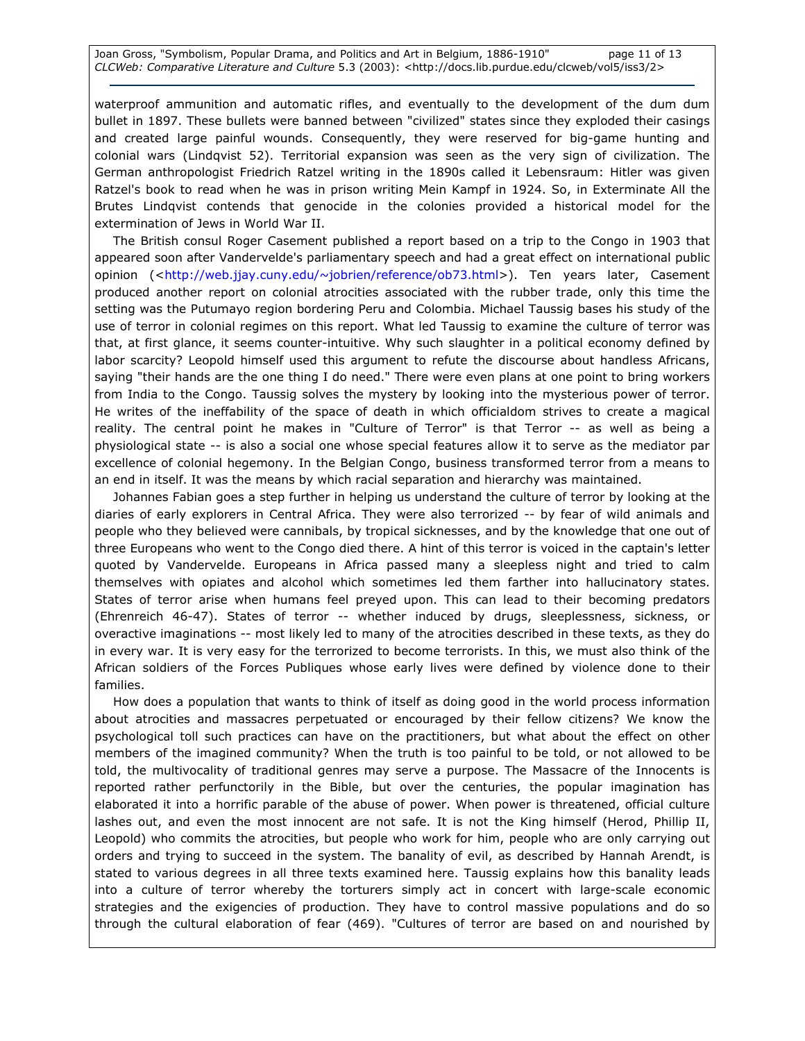waterproof ammunition and automatic rifles, and eventually to the development of the dum dum bullet in 1897. These bullets were banned between "civilized" states since they exploded their casings and created large painful wounds. Consequently, they were reserved for big-game hunting and colonial wars (Lindqvist 52). Territorial expansion was seen as the very sign of civilization. The German anthropologist Friedrich Ratzel writing in the 1890s called it Lebensraum: Hitler was given Ratzel's book to read when he was in prison writing Mein Kampf in 1924. So, in Exterminate All the Brutes Lindqvist contends that genocide in the colonies provided a historical model for the extermination of Jews in World War II.

The British consul Roger Casement published a report based on a trip to the Congo in 1903 that appeared soon after Vandervelde's parliamentary speech and had a great effect on international public opinion (<http://web.jjay.cuny.edu/~jobrien/reference/ob73.html>). Ten years later, Casement produced another report on colonial atrocities associated with the rubber trade, only this time the setting was the Putumayo region bordering Peru and Colombia. Michael Taussig bases his study of the use of terror in colonial regimes on this report. What led Taussig to examine the culture of terror was that, at first glance, it seems counter-intuitive. Why such slaughter in a political economy defined by labor scarcity? Leopold himself used this argument to refute the discourse about handless Africans, saying "their hands are the one thing I do need." There were even plans at one point to bring workers from India to the Congo. Taussig solves the mystery by looking into the mysterious power of terror. He writes of the ineffability of the space of death in which officialdom strives to create a magical reality. The central point he makes in "Culture of Terror" is that Terror -- as well as being a physiological state -- is also a social one whose special features allow it to serve as the mediator par excellence of colonial hegemony. In the Belgian Congo, business transformed terror from a means to an end in itself. It was the means by which racial separation and hierarchy was maintained.

Johannes Fabian goes a step further in helping us understand the culture of terror by looking at the diaries of early explorers in Central Africa. They were also terrorized -- by fear of wild animals and people who they believed were cannibals, by tropical sicknesses, and by the knowledge that one out of three Europeans who went to the Congo died there. A hint of this terror is voiced in the captain's letter quoted by Vandervelde. Europeans in Africa passed many a sleepless night and tried to calm themselves with opiates and alcohol which sometimes led them farther into hallucinatory states. States of terror arise when humans feel preyed upon. This can lead to their becoming predators (Ehrenreich 46-47). States of terror -- whether induced by drugs, sleeplessness, sickness, or overactive imaginations -- most likely led to many of the atrocities described in these texts, as they do in every war. It is very easy for the terrorized to become terrorists. In this, we must also think of the African soldiers of the Forces Publiques whose early lives were defined by violence done to their families.

How does a population that wants to think of itself as doing good in the world process information about atrocities and massacres perpetuated or encouraged by their fellow citizens? We know the psychological toll such practices can have on the practitioners, but what about the effect on other members of the imagined community? When the truth is too painful to be told, or not allowed to be told, the multivocality of traditional genres may serve a purpose. The Massacre of the Innocents is reported rather perfunctorily in the Bible, but over the centuries, the popular imagination has elaborated it into a horrific parable of the abuse of power. When power is threatened, official culture lashes out, and even the most innocent are not safe. It is not the King himself (Herod, Phillip II, Leopold) who commits the atrocities, but people who work for him, people who are only carrying out orders and trying to succeed in the system. The banality of evil, as described by Hannah Arendt, is stated to various degrees in all three texts examined here. Taussig explains how this banality leads into a culture of terror whereby the torturers simply act in concert with large-scale economic strategies and the exigencies of production. They have to control massive populations and do so through the cultural elaboration of fear (469). "Cultures of terror are based on and nourished by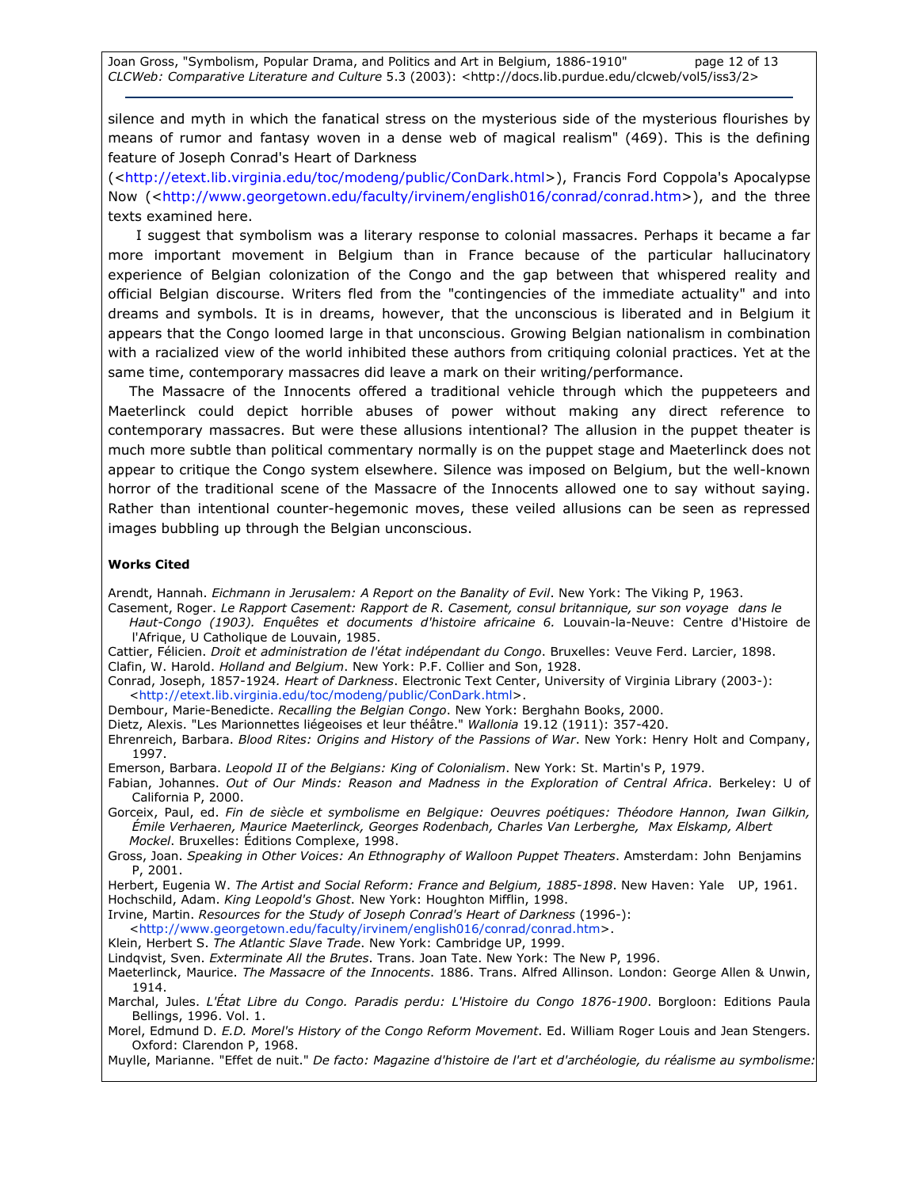silence and myth in which the fanatical stress on the mysterious side of the mysterious flourishes by means of rumor and fantasy woven in a dense web of magical realism" (469). This is the defining feature of Joseph Conrad's Heart of Darkness (<http://etext.lib.virginia.edu/toc/modeng/public/ConDark.html>), Francis Ford Coppola's Apocalypse Now (<http://www.georgetown.edu/faculty/irvinem/english016/conrad/conrad.htm>), and the three texts examined here.

I suggest that symbolism was a literary response to colonial massacres. Perhaps it became a far more important movement in Belgium than in France because of the particular hallucinatory experience of Belgian colonization of the Congo and the gap between that whispered reality and official Belgian discourse. Writers fled from the "contingencies of the immediate actuality" and into dreams and symbols. It is in dreams, however, that the unconscious is liberated and in Belgium it appears that the Congo loomed large in that unconscious. Growing Belgian nationalism in combination with a racialized view of the world inhibited these authors from critiquing colonial practices. Yet at the same time, contemporary massacres did leave a mark on their writing/performance.

The Massacre of the Innocents offered a traditional vehicle through which the puppeteers and Maeterlinck could depict horrible abuses of power without making any direct reference to contemporary massacres. But were these allusions intentional? The allusion in the puppet theater is much more subtle than political commentary normally is on the puppet stage and Maeterlinck does not appear to critique the Congo system elsewhere. Silence was imposed on Belgium, but the well-known horror of the traditional scene of the Massacre of the Innocents allowed one to say without saying. Rather than intentional counter-hegemonic moves, these veiled allusions can be seen as repressed images bubbling up through the Belgian unconscious.

**Works Cited**

Arendt, Hannah. *Eichmann in Jerusalem: A Report on the Banality of Evil*. New York: The Viking P, 1963.

Casement, Roger. *Le Rapport Casement: Rapport de R. Casement, consul britannique, sur son voyage dans le Haut-Congo (1903). Enquêtes et documents d'histoire africaine 6.* Louvain-la-Neuve: Centre d'Histoire de l'Afrique, U Catholique de Louvain, 1985.

Cattier, Félicien. *Droit et administration de l'état indépendant du Congo*. Bruxelles: Veuve Ferd. Larcier, 1898.

Clafin, W. Harold. *Holland and Belgium*. New York: P.F. Collier and Son, 1928.

Conrad, Joseph, 1857-1924. *Heart of Darkness*. Electronic Text Center, University of Virginia Library (2003-): <http://etext.lib.virginia.edu/toc/modeng/public/ConDark.html>.

Dembour, Marie-Benedicte. *Recalling the Belgian Congo*. New York: Berghahn Books, 2000.

Dietz, Alexis. "Les Marionnettes liégeoises et leur théâtre." *Wallonia* 19.12 (1911): 357-420.

Ehrenreich, Barbara. *Blood Rites: Origins and History of the Passions of War*. New York: Henry Holt and Company, 1997.

Emerson, Barbara. *Leopold II of the Belgians: King of Colonialism*. New York: St. Martin's P, 1979.

Fabian, Johannes. *Out of Our Minds: Reason and Madness in the Exploration of Central Africa*. Berkeley: U of California P, 2000.

Gorceix, Paul, ed. *Fin de siècle et symbolisme en Belgique: Oeuvres poétiques: Théodore Hannon, Iwan Gilkin, Émile Verhaeren, Maurice Maeterlinck, Georges Rodenbach, Charles Van Lerberghe, Max Elskamp, Albert Mockel*. Bruxelles: Éditions Complexe, 1998.

Gross, Joan. *Speaking in Other Voices: An Ethnography of Walloon Puppet Theaters*. Amsterdam: John Benjamins P, 2001.

Herbert, Eugenia W. *The Artist and Social Reform: France and Belgium, 1885-1898*. New Haven: Yale UP, 1961.

Hochschild, Adam. *King Leopold's Ghost*. New York: Houghton Mifflin, 1998.

Irvine, Martin. *Resources for the Study of Joseph Conrad's Heart of Darkness* (1996-): <http://www.georgetown.edu/faculty/irvinem/english016/conrad/conrad.htm>.

Klein, Herbert S. *The Atlantic Slave Trade*. New York: Cambridge UP, 1999.

Lindqvist, Sven. *Exterminate All the Brutes*. Trans. Joan Tate. New York: The New P, 1996.

Maeterlinck, Maurice. *The Massacre of the Innocents*. 1886. Trans. Alfred Allinson. London: George Allen & Unwin, 1914.

Marchal, Jules. *L'État Libre du Congo. Paradis perdu: L'Histoire du Congo 1876-1900*. Borgloon: Editions Paula Bellings, 1996. Vol. 1.

Morel, Edmund D. *E.D. Morel's History of the Congo Reform Movement*. Ed. William Roger Louis and Jean Stengers. Oxford: Clarendon P, 1968.

Muylle, Marianne. "Effet de nuit." *De facto: Magazine d'histoire de l'art et d'archéologie, du réalisme au symbolisme:*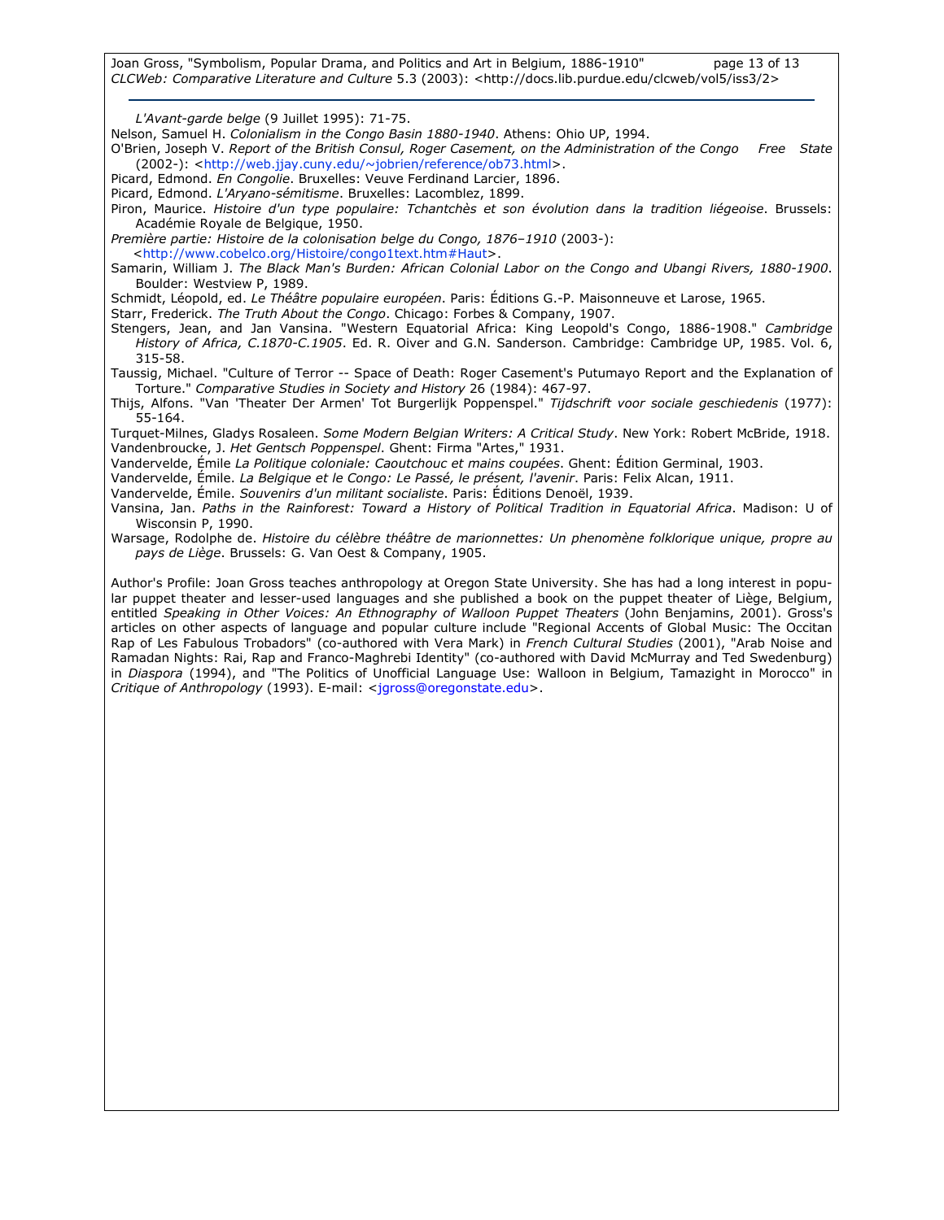*L'Avant-garde belge* (9 Juillet 1995): 71-75.

Nelson, Samuel H. *Colonialism in the Congo Basin 1880-1940*. Athens: Ohio UP, 1994.

O'Brien, Joseph V. *Report of the British Consul, Roger Casement, on the Administration of the Congo Free State* (2002-): <http://web.jjay.cuny.edu/~jobrien/reference/ob73.html>.

Picard, Edmond. *En Congolie*. Bruxelles: Veuve Ferdinand Larcier, 1896.

Picard, Edmond. *L'Aryano-sémitisme*. Bruxelles: Lacomblez, 1899.

Piron, Maurice. *Histoire d'un type populaire: Tchantchès et son évolution dans la tradition liégeoise*. Brussels: Académie Royale de Belgique, 1950.

*Première partie: Histoire de la colonisation belge du Congo, 1876–1910* (2003-): <http://www.cobelco.org/Histoire/congo1text.htm#Haut>.

Samarin, William J. *The Black Man's Burden: African Colonial Labor on the Congo and Ubangi Rivers, 1880-1900*. Boulder: Westview P, 1989.

Schmidt, Léopold, ed. *Le Théâtre populaire européen*. Paris: Éditions G.-P. Maisonneuve et Larose, 1965.

Starr, Frederick. *The Truth About the Congo*. Chicago: Forbes & Company, 1907.

Stengers, Jean, and Jan Vansina. "Western Equatorial Africa: King Leopold's Congo, 1886-1908." *Cambridge History of Africa, C.1870-C.1905*. Ed. R. Oiver and G.N. Sanderson. Cambridge: Cambridge UP, 1985. Vol. 6, 315-58.

Taussig, Michael. "Culture of Terror -- Space of Death: Roger Casement's Putumayo Report and the Explanation of Torture." *Comparative Studies in Society and History* 26 (1984): 467-97.

Thijs, Alfons. "Van 'Theater Der Armen' Tot Burgerlijk Poppenspel." *Tijdschrift voor sociale geschiedenis* (1977): 55-164.

Turquet-Milnes, Gladys Rosaleen. *Some Modern Belgian Writers: A Critical Study*. New York: Robert McBride, 1918.

Vandenbroucke, J. *Het Gentsch Poppenspel*. Ghent: Firma "Artes," 1931.

Vandervelde, Émile *La Politique coloniale: Caoutchouc et mains coupées*. Ghent: Édition Germinal, 1903.

Vandervelde, Émile. *La Belgique et le Congo: Le Passé, le présent, l'avenir*. Paris: Felix Alcan, 1911.

Vandervelde, Émile. *Souvenirs d'un militant socialiste*. Paris: Éditions Denoël, 1939.

Vansina, Jan. *Paths in the Rainforest: Toward a History of Political Tradition in Equatorial Africa*. Madison: U of Wisconsin P, 1990.

Warsage, Rodolphe de. *Histoire du célèbre théâtre de marionnettes: Un phenomène folklorique unique, propre au pays de Liège*. Brussels: G. Van Oest & Company, 1905.

Author's Profile: Joan Gross teaches anthropology at Oregon State University. She has had a long interest in popular puppet theater and lesser-used languages and she published a book on the puppet theater of Liège, Belgium, entitled *Speaking in Other Voices: An Ethnography of Walloon Puppet Theaters* (John Benjamins, 2001). Gross's articles on other aspects of language and popular culture include "Regional Accents of Global Music: The Occitan Rap of Les Fabulous Trobadors" (co-authored with Vera Mark) in *French Cultural Studies* (2001), "Arab Noise and Ramadan Nights: Rai, Rap and Franco-Maghrebi Identity" (co-authored with David McMurray and Ted Swedenburg) in *Diaspora* (1994), and "The Politics of Unofficial Language Use: Walloon in Belgium, Tamazight in Morocco" in *Critique of Anthropology* (1993). E-mail: <jgross@oregonstate.edu>.